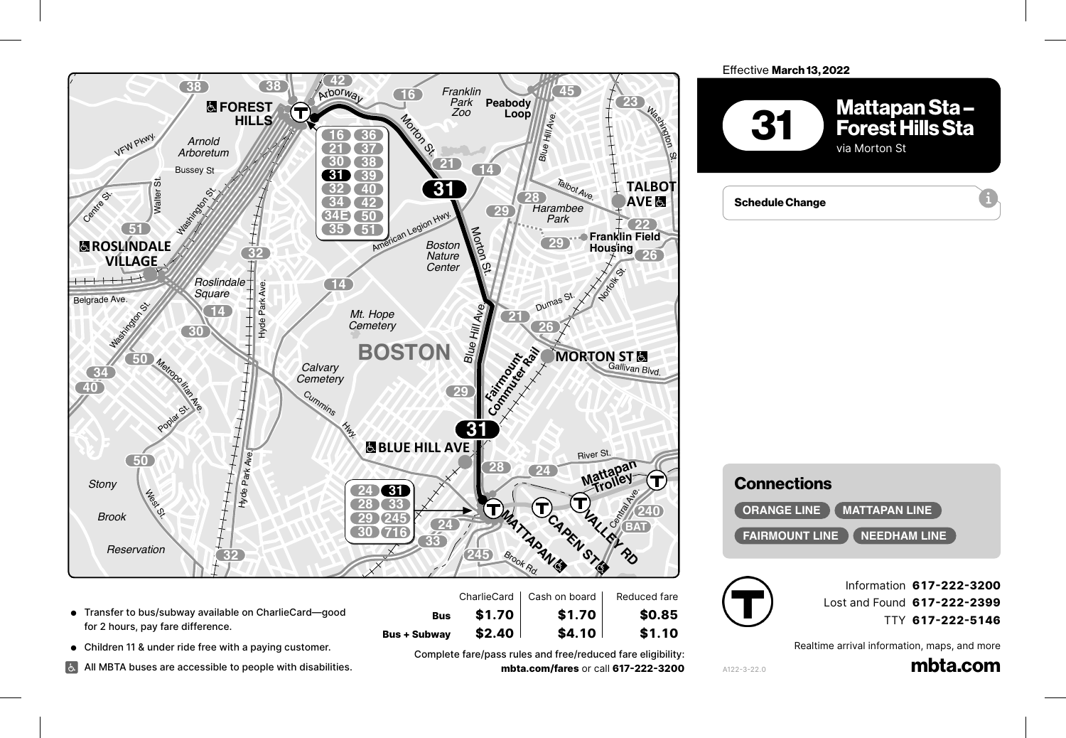Effective **March 13, 2022**

# 31 Mattapan Sta – Forest Hills Sta

via Morton St

**Schedule Change**

## Connections

ORANGE LINE · MATTAPAN LINE · FAIRMOUNT LINE · NEEDHAM LINE

- Transfer to bus/subway available on CharlieCard—good for 2 hours, pay fare difference.
- Children 11 & under ride free with a paying customer.
- All MBTA buses are accessible to people with disabilities.

| | CharlieCard | Cash on board | Reduced fare |
|---|---|---|---|
| **Bus** | **$1.70** | **$1.70** | **$0.85** |
| **Bus + Subway** | **$2.40** | **$4.10** | **$1.10** |

Complete fare/pass rules and free/reduced fare eligibility: **mbta.com/fares** or call **617-222-3200**

Information **617-222-3200**
Lost and Found **617-222-2399**
TTY **617-222-5146**

Realtime arrival information, maps, and more

**mbta.com**

A122-3-22.0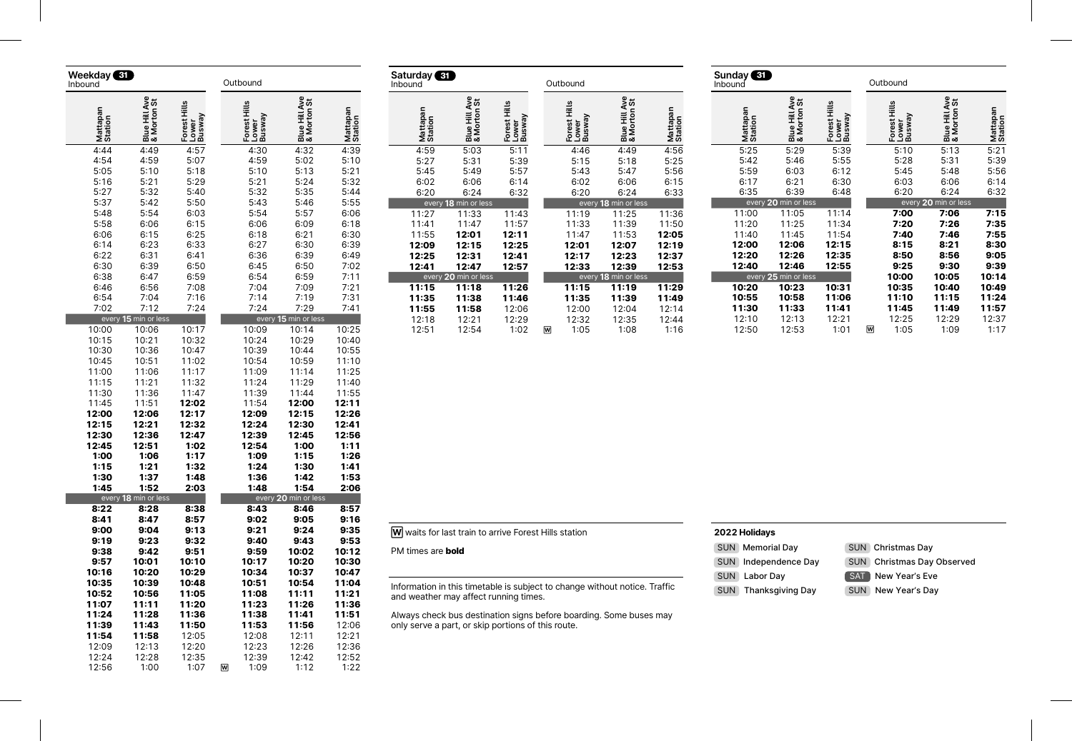## Weekday 31

| Inbound | | | Outbound | | |
|---|---|---|---|---|---|
| Mattapan Station | Blue Hill Ave & Morton St | Forest Hills Lower Busway | Forest Hills Lower Busway | Blue Hill Ave & Morton St | Mattapan Station |
| 4:44 | 4:49 | 4:57 | 4:30 | 4:32 | 4:39 |
| 4:54 | 4:59 | 5:07 | 4:59 | 5:02 | 5:10 |
| 5:05 | 5:10 | 5:18 | 5:10 | 5:13 | 5:21 |
| 5:16 | 5:21 | 5:29 | 5:21 | 5:24 | 5:32 |
| 5:27 | 5:32 | 5:40 | 5:32 | 5:35 | 5:44 |
| 5:37 | 5:42 | 5:50 | 5:43 | 5:46 | 5:55 |
| 5:48 | 5:54 | 6:03 | 5:54 | 5:57 | 6:06 |
| 5:58 | 6:06 | 6:15 | 6:06 | 6:09 | 6:18 |
| 6:06 | 6:15 | 6:25 | 6:18 | 6:21 | 6:30 |
| 6:14 | 6:23 | 6:33 | 6:27 | 6:30 | 6:39 |
| 6:22 | 6:31 | 6:41 | 6:36 | 6:39 | 6:49 |
| 6:30 | 6:39 | 6:50 | 6:45 | 6:50 | 7:02 |
| 6:38 | 6:47 | 6:59 | 6:54 | 6:59 | 7:11 |
| 6:46 | 6:56 | 7:08 | 7:04 | 7:09 | 7:21 |
| 6:54 | 7:04 | 7:16 | 7:14 | 7:19 | 7:31 |
| 7:02 | 7:12 | 7:24 | 7:24 | 7:29 | 7:41 |
| every 15 min or less | | | every 15 min or less | | |
| 10:00 | 10:06 | 10:17 | 10:09 | 10:14 | 10:25 |
| 10:15 | 10:21 | 10:32 | 10:24 | 10:29 | 10:40 |
| 10:30 | 10:36 | 10:47 | 10:39 | 10:44 | 10:55 |
| 10:45 | 10:51 | 11:02 | 10:54 | 10:59 | 11:10 |
| 11:00 | 11:06 | 11:17 | 11:09 | 11:14 | 11:25 |
| 11:15 | 11:21 | 11:32 | 11:24 | 11:29 | 11:40 |
| 11:30 | 11:36 | 11:47 | 11:39 | 11:44 | 11:55 |
| 11:45 | 11:51 | **12:02** | 11:54 | **12:00** | **12:11** |
| **12:00** | **12:06** | **12:17** | **12:09** | **12:15** | **12:26** |
| **12:15** | **12:21** | **12:32** | **12:24** | **12:30** | **12:41** |
| **12:30** | **12:36** | **12:47** | **12:39** | **12:45** | **12:56** |
| **12:45** | **12:51** | **1:02** | **12:54** | **1:00** | **1:11** |
| **1:00** | **1:06** | **1:17** | **1:09** | **1:15** | **1:26** |
| **1:15** | **1:21** | **1:32** | **1:24** | **1:30** | **1:41** |
| **1:30** | **1:37** | **1:48** | **1:36** | **1:42** | **1:53** |
| **1:45** | **1:52** | **2:03** | **1:48** | **1:54** | **2:06** |
| every 18 min or less | | | every 20 min or less | | |
| **8:22** | **8:28** | **8:38** | **8:43** | **8:46** | **8:57** |
| **8:41** | **8:47** | **8:57** | **9:02** | **9:05** | **9:16** |
| **9:00** | **9:04** | **9:13** | **9:21** | **9:24** | **9:35** |
| **9:19** | **9:23** | **9:32** | **9:40** | **9:43** | **9:53** |
| **9:38** | **9:42** | **9:51** | **9:59** | **10:02** | **10:12** |
| **9:57** | **10:01** | **10:10** | **10:17** | **10:20** | **10:30** |
| **10:16** | **10:20** | **10:29** | **10:34** | **10:37** | **10:47** |
| **10:35** | **10:39** | **10:48** | **10:51** | **10:54** | **11:04** |
| **10:52** | **10:56** | **11:05** | **11:08** | **11:11** | **11:21** |
| **11:07** | **11:11** | **11:20** | **11:23** | **11:26** | **11:36** |
| **11:24** | **11:28** | **11:36** | **11:38** | **11:41** | **11:51** |
| **11:39** | **11:43** | **11:50** | **11:53** | **11:56** | 12:06 |
| **11:54** | **11:58** | 12:05 | 12:08 | 12:11 | 12:21 |
| 12:09 | 12:13 | 12:20 | 12:23 | 12:26 | 12:36 |
| 12:24 | 12:28 | 12:35 | 12:39 | 12:42 | 12:52 |
| 12:56 | 1:00 | 1:07 | W 1:09 | 1:12 | 1:22 |

## Saturday 31

| Inbound | | | Outbound | | |
|---|---|---|---|---|---|
| Mattapan Station | Blue Hill Ave & Morton St | Forest Hills Lower Busway | Forest Hills Lower Busway | Blue Hill Ave & Morton St | Mattapan Station |
| 4:59 | 5:03 | 5:11 | 4:46 | 4:49 | 4:56 |
| 5:27 | 5:31 | 5:39 | 5:15 | 5:18 | 5:25 |
| 5:45 | 5:49 | 5:57 | 5:43 | 5:47 | 5:56 |
| 6:02 | 6:06 | 6:14 | 6:02 | 6:06 | 6:15 |
| 6:20 | 6:24 | 6:32 | 6:20 | 6:24 | 6:33 |
| every 18 min or less | | | every 18 min or less | | |
| 11:27 | 11:33 | 11:43 | 11:19 | 11:25 | 11:36 |
| 11:41 | 11:47 | 11:57 | 11:33 | 11:39 | 11:50 |
| 11:55 | **12:01** | **12:11** | 11:47 | 11:53 | **12:05** |
| **12:09** | **12:15** | **12:25** | **12:01** | **12:07** | **12:19** |
| **12:25** | **12:31** | **12:41** | **12:17** | **12:23** | **12:37** |
| **12:41** | **12:47** | **12:57** | **12:33** | **12:39** | **12:53** |
| every 20 min or less | | | every 18 min or less | | |
| **11:15** | **11:18** | **11:26** | **11:15** | **11:19** | **11:29** |
| **11:35** | **11:38** | **11:46** | **11:35** | **11:39** | **11:49** |
| **11:55** | **11:58** | 12:06 | 12:00 | 12:04 | 12:14 |
| 12:18 | 12:21 | 12:29 | 12:32 | 12:35 | 12:44 |
| 12:51 | 12:54 | 1:02 | W 1:05 | 1:08 | 1:16 |

## Sunday 31

| Inbound | | | Outbound | | |
|---|---|---|---|---|---|
| Mattapan Station | Blue Hill Ave & Morton St | Forest Hills Lower Busway | Forest Hills Lower Busway | Blue Hill Ave & Morton St | Mattapan Station |
| 5:25 | 5:29 | 5:39 | 5:10 | 5:13 | 5:21 |
| 5:42 | 5:46 | 5:55 | 5:28 | 5:31 | 5:39 |
| 5:59 | 6:03 | 6:12 | 5:45 | 5:48 | 5:56 |
| 6:17 | 6:21 | 6:30 | 6:03 | 6:06 | 6:14 |
| 6:35 | 6:39 | 6:48 | 6:20 | 6:24 | 6:32 |
| every 20 min or less | | | every 20 min or less | | |
| 11:00 | 11:05 | 11:14 | **7:00** | **7:06** | **7:15** |
| 11:20 | 11:25 | 11:34 | **7:20** | **7:26** | **7:35** |
| 11:40 | 11:45 | 11:54 | **7:40** | **7:46** | **7:55** |
| **12:00** | **12:06** | **12:15** | **8:15** | **8:21** | **8:30** |
| **12:20** | **12:26** | **12:35** | **8:50** | **8:56** | **9:05** |
| **12:40** | **12:46** | **12:55** | **9:25** | **9:30** | **9:39** |
| every 25 min or less | | | **10:00** | **10:05** | **10:14** |
| **10:20** | **10:23** | **10:31** | **10:35** | **10:40** | **10:49** |
| **10:55** | **10:58** | **11:06** | **11:10** | **11:15** | **11:24** |
| **11:30** | **11:33** | **11:41** | **11:45** | **11:49** | **11:57** |
| 12:10 | 12:13 | 12:21 | 12:25 | 12:29 | 12:37 |
| 12:50 | 12:53 | 1:01 | W 1:05 | 1:09 | 1:17 |

**W** waits for last train to arrive Forest Hills station

PM times are **bold**

Information in this timetable is subject to change without notice. Traffic and weather may affect running times.

Always check bus destination signs before boarding. Some buses may only serve a part, or skip portions of this route.

### 2022 Holidays

- SUN Memorial Day
- SUN Independence Day
- SUN Labor Day
- SUN Thanksgiving Day
- SUN Christmas Day
- SUN Christmas Day Observed
- SAT New Year's Eve
- SUN New Year's Day